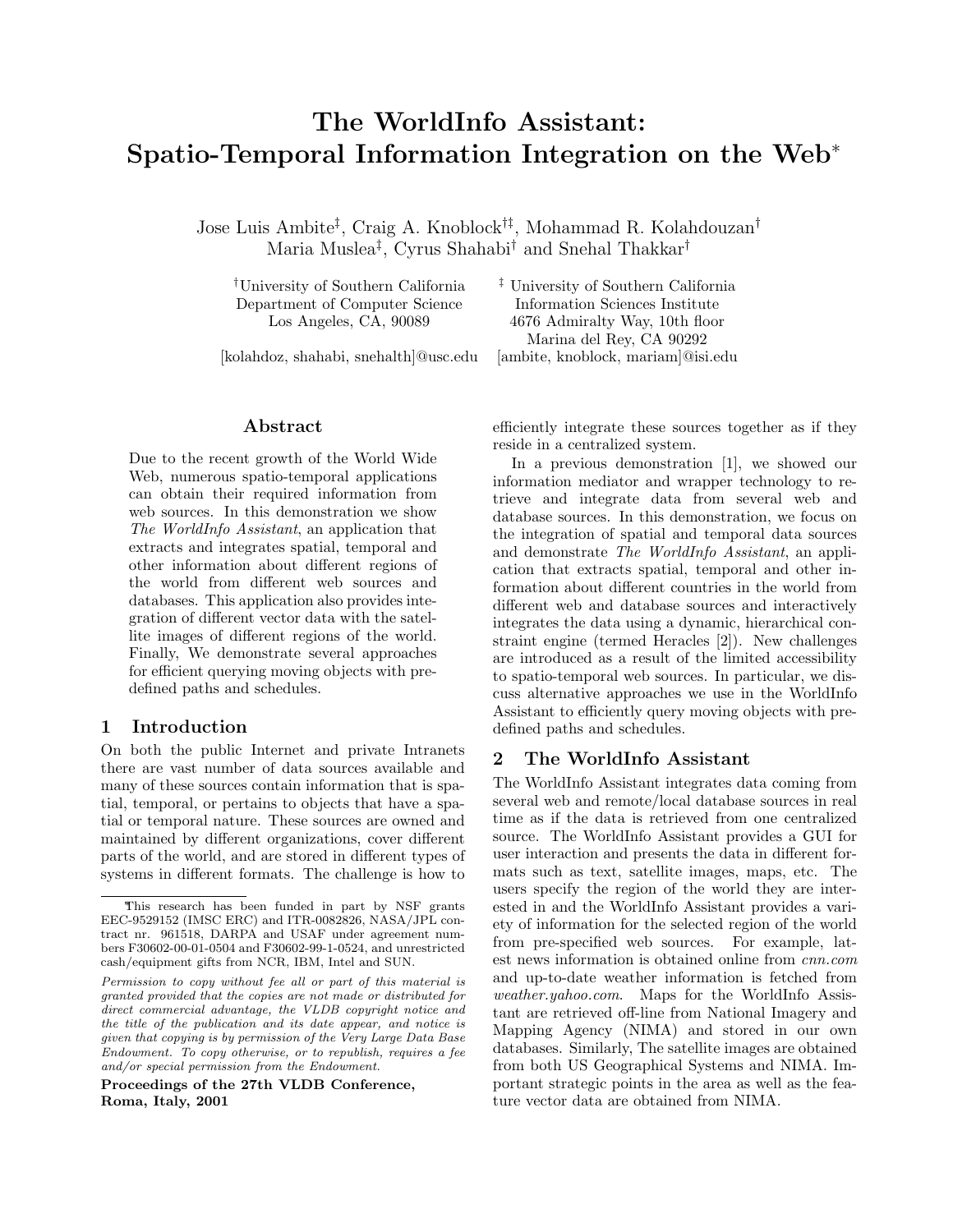# The WorldInfo Assistant: Spatio-Temporal Information Integration on the Web*

Jose Luis Ambite[‡], Craig A. Knoblock[†‡], Mohammad R. Kolahdouzan[†]
Maria Muslea[‡], Cyrus Shahabi[†] and Snehal Thakkar[†]

[†]University of Southern California
Department of Computer Science
Los Angeles, CA, 90089

[kolahdoz, shahabi, snehalth]@usc.edu

[‡] University of Southern California
Information Sciences Institute
4676 Admiralty Way, 10th floor
Marina del Rey, CA 90292

[ambite, knoblock, mariam]@isi.edu

## Abstract

Due to the recent growth of the World Wide Web, numerous spatio-temporal applications can obtain their required information from web sources. In this demonstration we show *The WorldInfo Assistant*, an application that extracts and integrates spatial, temporal and other information about different regions of the world from different web sources and databases. This application also provides integration of different vector data with the satellite images of different regions of the world. Finally, We demonstrate several approaches for efficient querying moving objects with predefined paths and schedules.

## 1 Introduction

On both the public Internet and private Intranets there are vast number of data sources available and many of these sources contain information that is spatial, temporal, or pertains to objects that have a spatial or temporal nature. These sources are owned and maintained by different organizations, cover different parts of the world, and are stored in different types of systems in different formats. The challenge is how to efficiently integrate these sources together as if they reside in a centralized system.

In a previous demonstration [1], we showed our information mediator and wrapper technology to retrieve and integrate data from several web and database sources. In this demonstration, we focus on the integration of spatial and temporal data sources and demonstrate *The WorldInfo Assistant*, an application that extracts spatial, temporal and other information about different countries in the world from different web and database sources and interactively integrates the data using a dynamic, hierarchical constraint engine (termed Heracles [2]). New challenges are introduced as a result of the limited accessibility to spatio-temporal web sources. In particular, we discuss alternative approaches we use in the WorldInfo Assistant to efficiently query moving objects with predefined paths and schedules.

## 2 The WorldInfo Assistant

The WorldInfo Assistant integrates data coming from several web and remote/local database sources in real time as if the data is retrieved from one centralized source. The WorldInfo Assistant provides a GUI for user interaction and presents the data in different formats such as text, satellite images, maps, etc. The users specify the region of the world they are interested in and the WorldInfo Assistant provides a variety of information for the selected region of the world from pre-specified web sources. For example, latest news information is obtained online from *cnn.com* and up-to-date weather information is fetched from *weather.yahoo.com*. Maps for the WorldInfo Assistant are retrieved off-line from National Imagery and Mapping Agency (NIMA) and stored in our own databases. Similarly, The satellite images are obtained from both US Geographical Systems and NIMA. Important strategic points in the area as well as the feature vector data are obtained from NIMA.

*This research has been funded in part by NSF grants EEC-9529152 (IMSC ERC) and ITR-0082826, NASA/JPL contract nr. 961518, DARPA and USAF under agreement numbers F30602-00-01-0504 and F30602-99-1-0524, and unrestricted cash/equipment gifts from NCR, IBM, Intel and SUN.

*Permission to copy without fee all or part of this material is granted provided that the copies are not made or distributed for direct commercial advantage, the VLDB copyright notice and the title of the publication and its date appear, and notice is given that copying is by permission of the Very Large Data Base Endowment. To copy otherwise, or to republish, requires a fee and/or special permission from the Endowment.*

**Proceedings of the 27th VLDB Conference, Roma, Italy, 2001**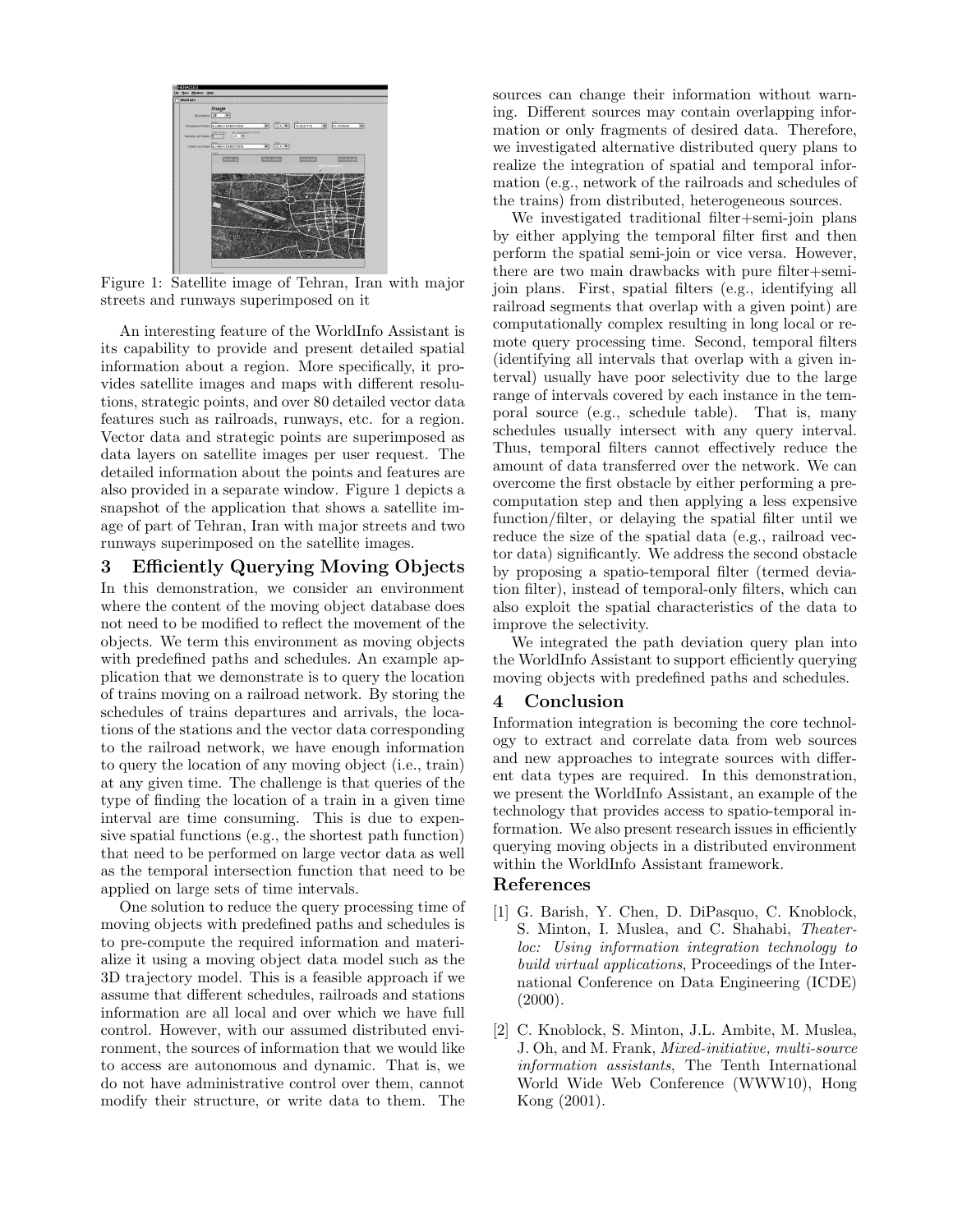Figure 1: Satellite image of Tehran, Iran with major streets and runways superimposed on it

An interesting feature of the WorldInfo Assistant is its capability to provide and present detailed spatial information about a region. More specifically, it provides satellite images and maps with different resolutions, strategic points, and over 80 detailed vector data features such as railroads, runways, etc. for a region. Vector data and strategic points are superimposed as data layers on satellite images per user request. The detailed information about the points and features are also provided in a separate window. Figure 1 depicts a snapshot of the application that shows a satellite image of part of Tehran, Iran with major streets and two runways superimposed on the satellite images.

## 3 Efficiently Querying Moving Objects

In this demonstration, we consider an environment where the content of the moving object database does not need to be modified to reflect the movement of the objects. We term this environment as moving objects with predefined paths and schedules. An example application that we demonstrate is to query the location of trains moving on a railroad network. By storing the schedules of trains departures and arrivals, the locations of the stations and the vector data corresponding to the railroad network, we have enough information to query the location of any moving object (i.e., train) at any given time. The challenge is that queries of the type of finding the location of a train in a given time interval are time consuming. This is due to expensive spatial functions (e.g., the shortest path function) that need to be performed on large vector data as well as the temporal intersection function that need to be applied on large sets of time intervals.

One solution to reduce the query processing time of moving objects with predefined paths and schedules is to pre-compute the required information and materialize it using a moving object data model such as the 3D trajectory model. This is a feasible approach if we assume that different schedules, railroads and stations information are all local and over which we have full control. However, with our assumed distributed environment, the sources of information that we would like to access are autonomous and dynamic. That is, we do not have administrative control over them, cannot modify their structure, or write data to them. The sources can change their information without warning. Different sources may contain overlapping information or only fragments of desired data. Therefore, we investigated alternative distributed query plans to realize the integration of spatial and temporal information (e.g., network of the railroads and schedules of the trains) from distributed, heterogeneous sources.

We investigated traditional filter+semi-join plans by either applying the temporal filter first and then perform the spatial semi-join or vice versa. However, there are two main drawbacks with pure filter+semi-join plans. First, spatial filters (e.g., identifying all railroad segments that overlap with a given point) are computationally complex resulting in long local or remote query processing time. Second, temporal filters (identifying all intervals that overlap with a given interval) usually have poor selectivity due to the large range of intervals covered by each instance in the temporal source (e.g., schedule table). That is, many schedules usually intersect with any query interval. Thus, temporal filters cannot effectively reduce the amount of data transferred over the network. We can overcome the first obstacle by either performing a precomputation step and then applying a less expensive function/filter, or delaying the spatial filter until we reduce the size of the spatial data (e.g., railroad vector data) significantly. We address the second obstacle by proposing a spatio-temporal filter (termed deviation filter), instead of temporal-only filters, which can also exploit the spatial characteristics of the data to improve the selectivity.

We integrated the path deviation query plan into the WorldInfo Assistant to support efficiently querying moving objects with predefined paths and schedules.

## 4 Conclusion

Information integration is becoming the core technology to extract and correlate data from web sources and new approaches to integrate sources with different data types are required. In this demonstration, we present the WorldInfo Assistant, an example of the technology that provides access to spatio-temporal information. We also present research issues in efficiently querying moving objects in a distributed environment within the WorldInfo Assistant framework.

## References

[1] G. Barish, Y. Chen, D. DiPasquo, C. Knoblock, S. Minton, I. Muslea, and C. Shahabi, *Theaterloc: Using information integration technology to build virtual applications*, Proceedings of the International Conference on Data Engineering (ICDE) (2000).

[2] C. Knoblock, S. Minton, J.L. Ambite, M. Muslea, J. Oh, and M. Frank, *Mixed-initiative, multi-source information assistants*, The Tenth International World Wide Web Conference (WWW10), Hong Kong (2001).